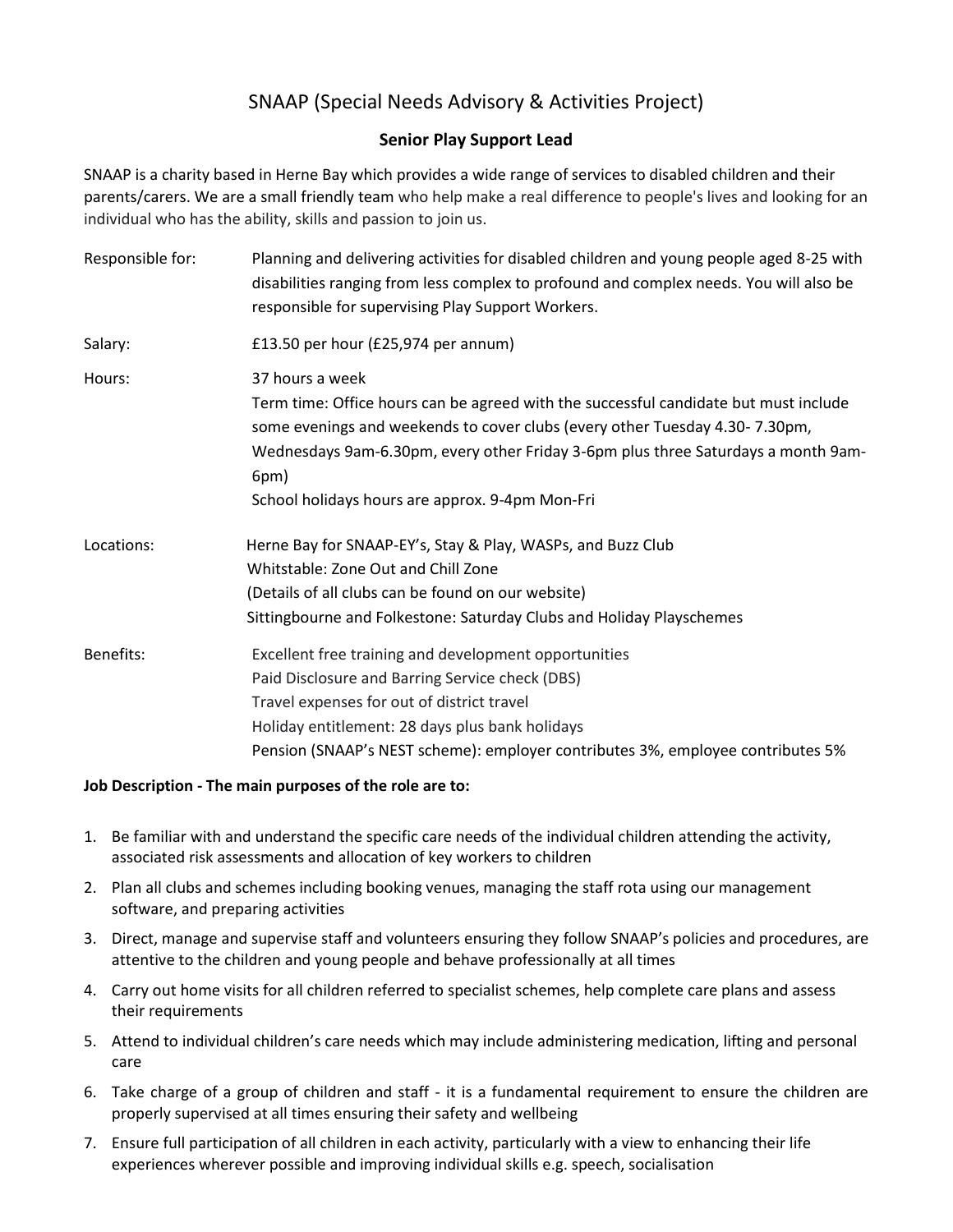# SNAAP (Special Needs Advisory & Activities Project)

## Senior Play Support Lead

SNAAP is a charity based in Herne Bay which provides a wide range of services to disabled children and their parents/carers. We are a small friendly team who help make a real difference to people's lives and looking for an individual who has the ability, skills and passion to join us.

| | |
|---|---|
| Responsible for: | Planning and delivering activities for disabled children and young people aged 8-25 with disabilities ranging from less complex to profound and complex needs. You will also be responsible for supervising Play Support Workers. |
| Salary: | £13.50 per hour (£25,974 per annum) |
| Hours: | 37 hours a week<br>Term time: Office hours can be agreed with the successful candidate but must include some evenings and weekends to cover clubs (every other Tuesday 4.30- 7.30pm, Wednesdays 9am-6.30pm, every other Friday 3-6pm plus three Saturdays a month 9am-6pm)<br>School holidays hours are approx. 9-4pm Mon-Fri |
| Locations: | Herne Bay for SNAAP-EY's, Stay & Play, WASPs, and Buzz Club<br>Whitstable: Zone Out and Chill Zone<br>(Details of all clubs can be found on our website)<br>Sittingbourne and Folkestone: Saturday Clubs and Holiday Playschemes |
| Benefits: | Excellent free training and development opportunities<br>Paid Disclosure and Barring Service check (DBS)<br>Travel expenses for out of district travel<br>Holiday entitlement: 28 days plus bank holidays<br>Pension (SNAAP's NEST scheme): employer contributes 3%, employee contributes 5% |

**Job Description - The main purposes of the role are to:**

1. Be familiar with and understand the specific care needs of the individual children attending the activity, associated risk assessments and allocation of key workers to children
2. Plan all clubs and schemes including booking venues, managing the staff rota using our management software, and preparing activities
3. Direct, manage and supervise staff and volunteers ensuring they follow SNAAP's policies and procedures, are attentive to the children and young people and behave professionally at all times
4. Carry out home visits for all children referred to specialist schemes, help complete care plans and assess their requirements
5. Attend to individual children's care needs which may include administering medication, lifting and personal care
6. Take charge of a group of children and staff - it is a fundamental requirement to ensure the children are properly supervised at all times ensuring their safety and wellbeing
7. Ensure full participation of all children in each activity, particularly with a view to enhancing their life experiences wherever possible and improving individual skills e.g. speech, socialisation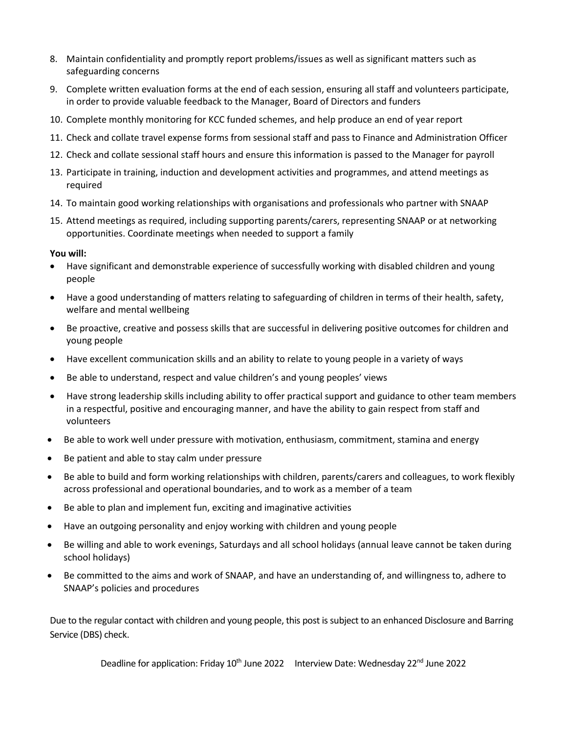8. Maintain confidentiality and promptly report problems/issues as well as significant matters such as safeguarding concerns
9. Complete written evaluation forms at the end of each session, ensuring all staff and volunteers participate, in order to provide valuable feedback to the Manager, Board of Directors and funders
10. Complete monthly monitoring for KCC funded schemes, and help produce an end of year report
11. Check and collate travel expense forms from sessional staff and pass to Finance and Administration Officer
12. Check and collate sessional staff hours and ensure this information is passed to the Manager for payroll
13. Participate in training, induction and development activities and programmes, and attend meetings as required
14. To maintain good working relationships with organisations and professionals who partner with SNAAP
15. Attend meetings as required, including supporting parents/carers, representing SNAAP or at networking opportunities. Coordinate meetings when needed to support a family

**You will:**

- Have significant and demonstrable experience of successfully working with disabled children and young people
- Have a good understanding of matters relating to safeguarding of children in terms of their health, safety, welfare and mental wellbeing
- Be proactive, creative and possess skills that are successful in delivering positive outcomes for children and young people
- Have excellent communication skills and an ability to relate to young people in a variety of ways
- Be able to understand, respect and value children's and young peoples' views
- Have strong leadership skills including ability to offer practical support and guidance to other team members in a respectful, positive and encouraging manner, and have the ability to gain respect from staff and volunteers
- Be able to work well under pressure with motivation, enthusiasm, commitment, stamina and energy
- Be patient and able to stay calm under pressure
- Be able to build and form working relationships with children, parents/carers and colleagues, to work flexibly across professional and operational boundaries, and to work as a member of a team
- Be able to plan and implement fun, exciting and imaginative activities
- Have an outgoing personality and enjoy working with children and young people
- Be willing and able to work evenings, Saturdays and all school holidays (annual leave cannot be taken during school holidays)
- Be committed to the aims and work of SNAAP, and have an understanding of, and willingness to, adhere to SNAAP's policies and procedures

Due to the regular contact with children and young people, this post is subject to an enhanced Disclosure and Barring Service (DBS) check.

Deadline for application: Friday 10th June 2022 Interview Date: Wednesday 22nd June 2022